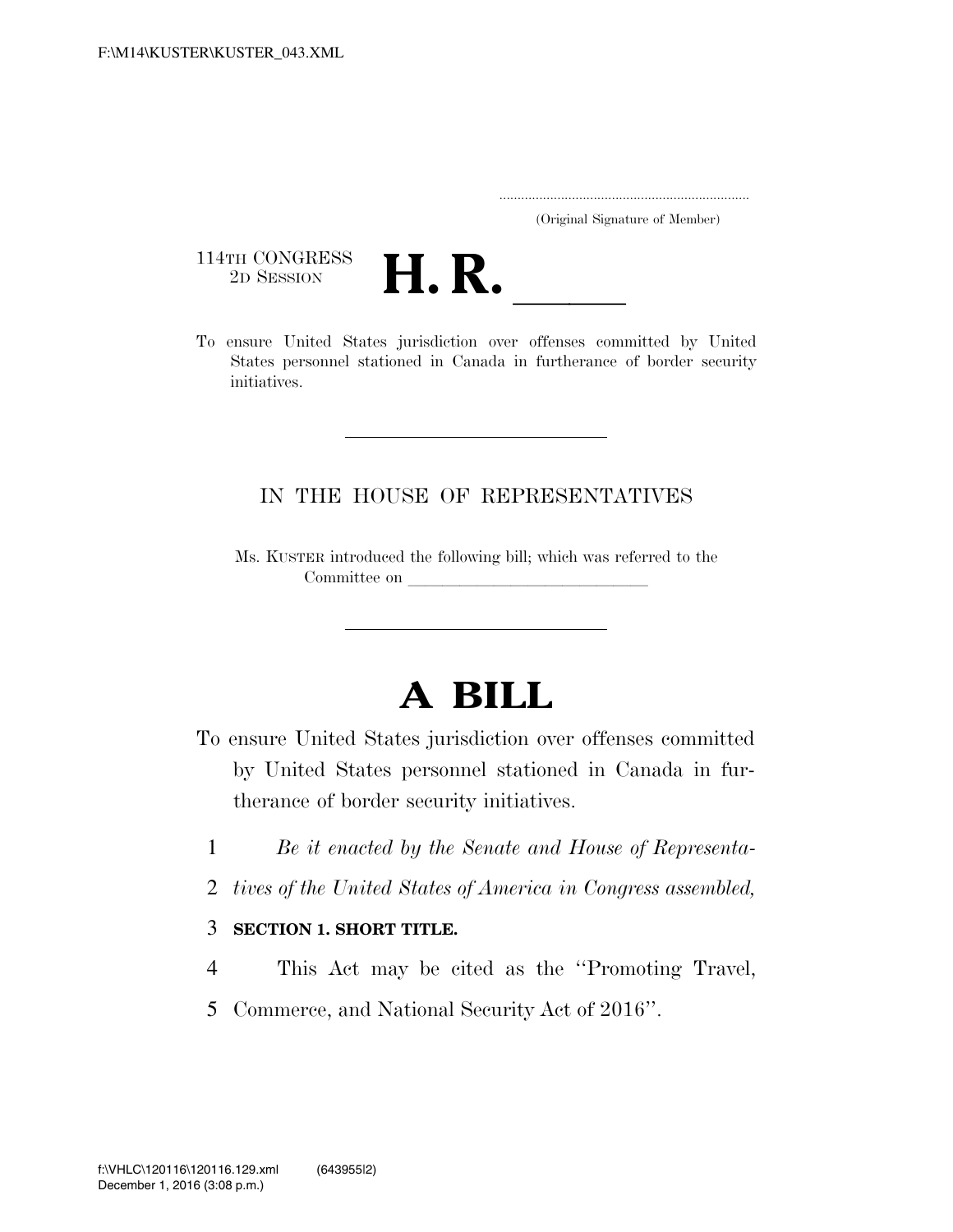F:\M14\KUSTER\KUSTER_043.XML

.....................................................................
(Original Signature of Member)

114TH CONGRESS
2D SESSION

# H. R. ______

To ensure United States jurisdiction over offenses committed by United States personnel stationed in Canada in furtherance of border security initiatives.

IN THE HOUSE OF REPRESENTATIVES

Ms. KUSTER introduced the following bill; which was referred to the Committee on ______________________________

# A BILL

To ensure United States jurisdiction over offenses committed by United States personnel stationed in Canada in furtherance of border security initiatives.

1 *Be it enacted by the Senate and House of Representa-*
2 *tives of the United States of America in Congress assembled,*

3 **SECTION 1. SHORT TITLE.**

4 This Act may be cited as the ''Promoting Travel,
5 Commerce, and National Security Act of 2016''.

f:\VHLC\120116\120116.129.xml (643955|2)
December 1, 2016 (3:08 p.m.)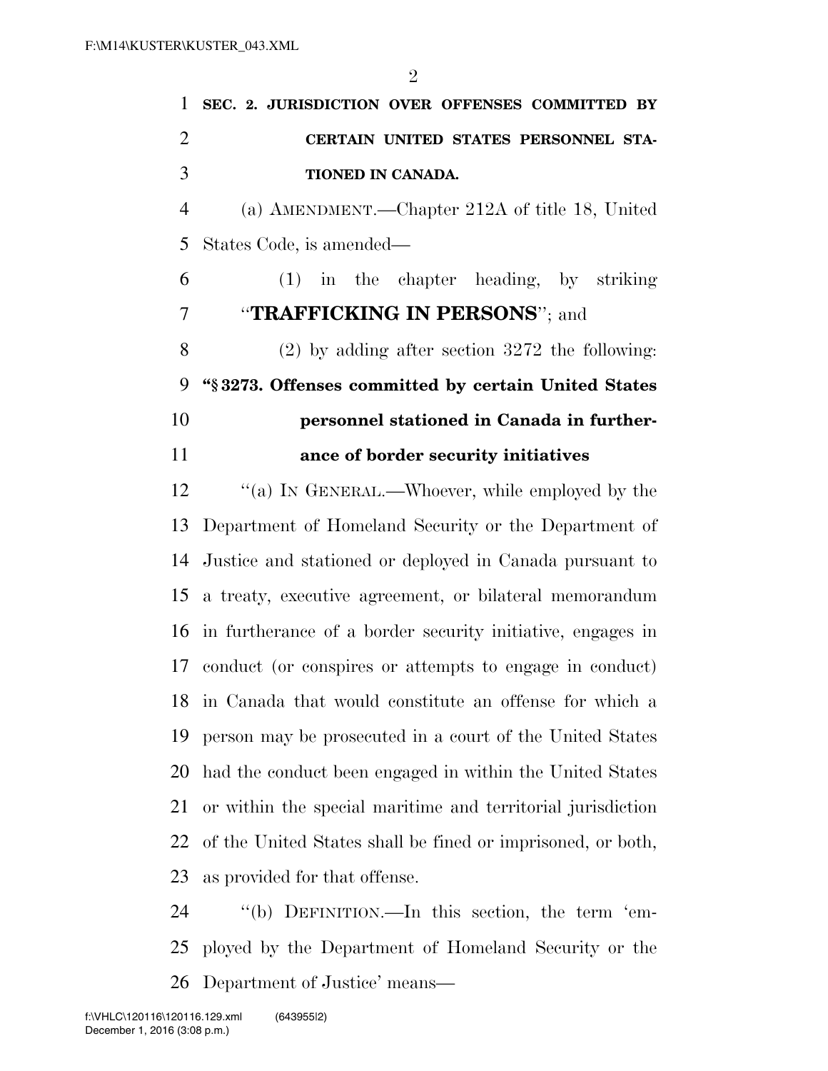**SEC. 2. JURISDICTION OVER OFFENSES COMMITTED BY CERTAIN UNITED STATES PERSONNEL STATIONED IN CANADA.**

(a) AMENDMENT.—Chapter 212A of title 18, United States Code, is amended—

(1) in the chapter heading, by striking "**TRAFFICKING IN PERSONS**"; and

(2) by adding after section 3272 the following:

**"§ 3273. Offenses committed by certain United States personnel stationed in Canada in furtherance of border security initiatives**

"(a) IN GENERAL.—Whoever, while employed by the Department of Homeland Security or the Department of Justice and stationed or deployed in Canada pursuant to a treaty, executive agreement, or bilateral memorandum in furtherance of a border security initiative, engages in conduct (or conspires or attempts to engage in conduct) in Canada that would constitute an offense for which a person may be prosecuted in a court of the United States had the conduct been engaged in within the United States or within the special maritime and territorial jurisdiction of the United States shall be fined or imprisoned, or both, as provided for that offense.

"(b) DEFINITION.—In this section, the term 'employed by the Department of Homeland Security or the Department of Justice' means—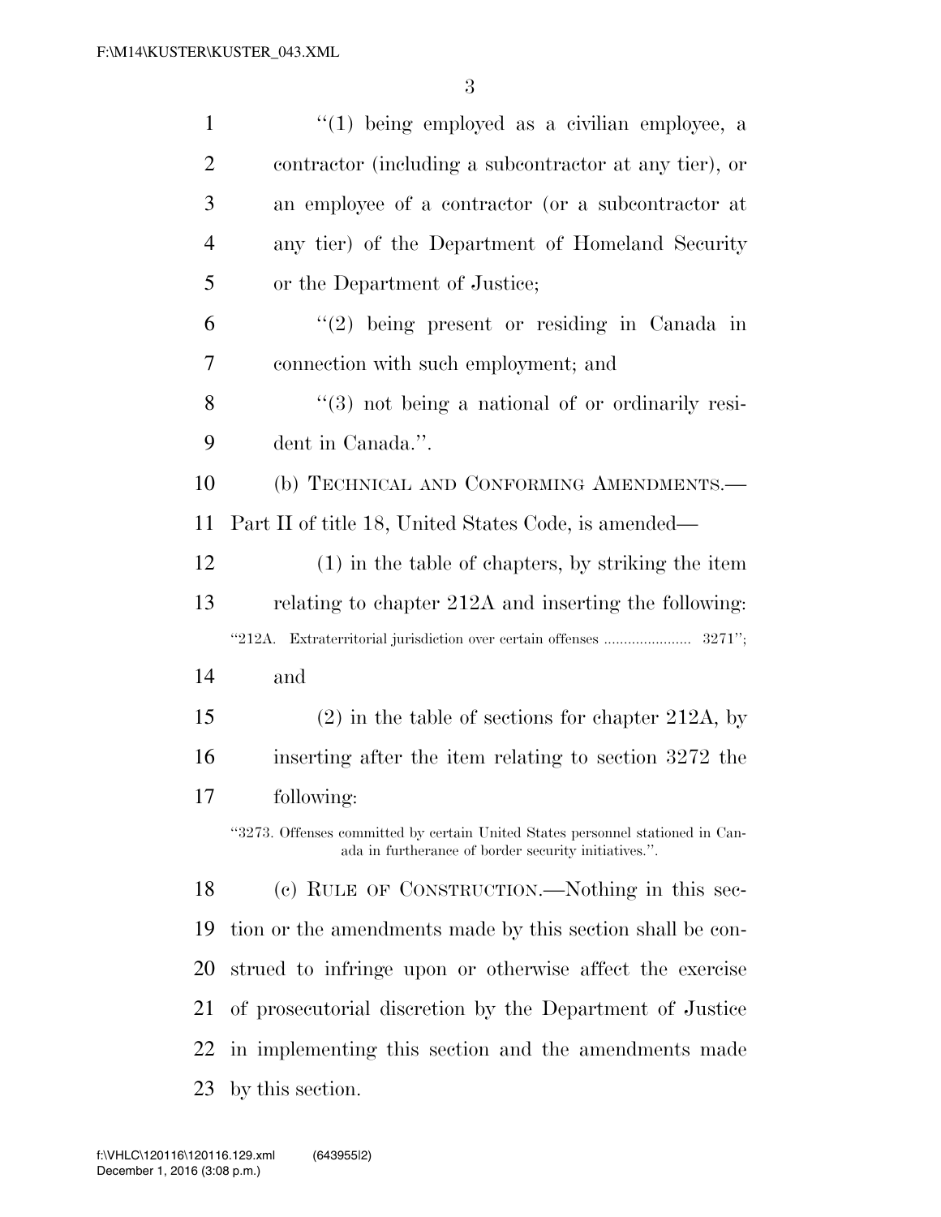"(1) being employed as a civilian employee, a contractor (including a subcontractor at any tier), or an employee of a contractor (or a subcontractor at any tier) of the Department of Homeland Security or the Department of Justice;

"(2) being present or residing in Canada in connection with such employment; and

"(3) not being a national of or ordinarily resident in Canada.".

(b) TECHNICAL AND CONFORMING AMENDMENTS.—Part II of title 18, United States Code, is amended—

(1) in the table of chapters, by striking the item relating to chapter 212A and inserting the following:

"212A. Extraterritorial jurisdiction over certain offenses ...................... 3271";

and

(2) in the table of sections for chapter 212A, by inserting after the item relating to section 3272 the following:

"3273. Offenses committed by certain United States personnel stationed in Canada in furtherance of border security initiatives.".

(c) RULE OF CONSTRUCTION.—Nothing in this section or the amendments made by this section shall be construed to infringe upon or otherwise affect the exercise of prosecutorial discretion by the Department of Justice in implementing this section and the amendments made by this section.